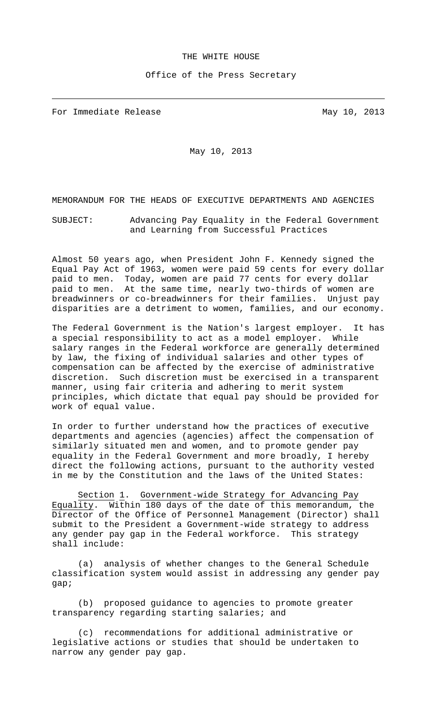THE WHITE HOUSE

Office of the Press Secretary

For Immediate Release May 10, 2013

May 10, 2013

MEMORANDUM FOR THE HEADS OF EXECUTIVE DEPARTMENTS AND AGENCIES

SUBJECT: Advancing Pay Equality in the Federal Government and Learning from Successful Practices

Almost 50 years ago, when President John F. Kennedy signed the Equal Pay Act of 1963, women were paid 59 cents for every dollar paid to men. Today, women are paid 77 cents for every dollar paid to men. At the same time, nearly two-thirds of women are breadwinners or co-breadwinners for their families. Unjust pay disparities are a detriment to women, families, and our economy.

The Federal Government is the Nation's largest employer. It has a special responsibility to act as a model employer. While salary ranges in the Federal workforce are generally determined by law, the fixing of individual salaries and other types of compensation can be affected by the exercise of administrative discretion. Such discretion must be exercised in a transparent manner, using fair criteria and adhering to merit system principles, which dictate that equal pay should be provided for work of equal value.

In order to further understand how the practices of executive departments and agencies (agencies) affect the compensation of similarly situated men and women, and to promote gender pay equality in the Federal Government and more broadly, I hereby direct the following actions, pursuant to the authority vested in me by the Constitution and the laws of the United States:

Section 1. Government-wide Strategy for Advancing Pay Equality. Within 180 days of the date of this memorandum, the Director of the Office of Personnel Management (Director) shall submit to the President a Government-wide strategy to address any gender pay gap in the Federal workforce. This strategy shall include:

(a) analysis of whether changes to the General Schedule classification system would assist in addressing any gender pay gap;

(b) proposed guidance to agencies to promote greater transparency regarding starting salaries; and

(c) recommendations for additional administrative or legislative actions or studies that should be undertaken to narrow any gender pay gap.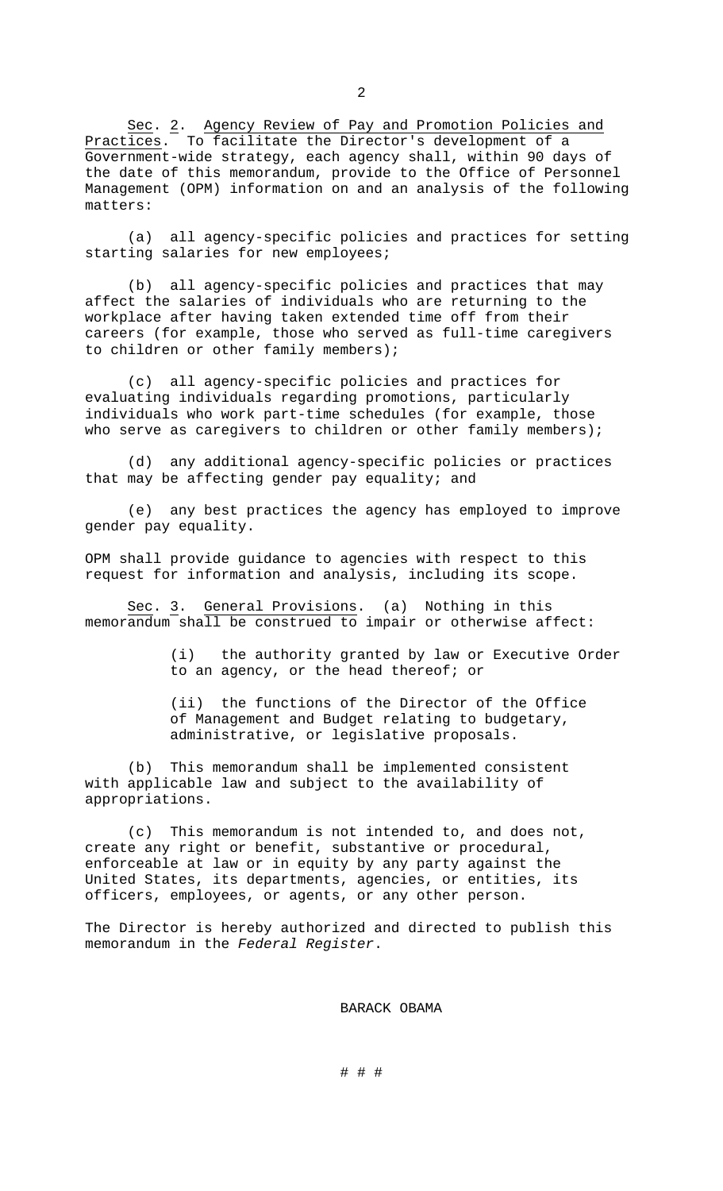Sec. 2. Agency Review of Pay and Promotion Policies and Practices. To facilitate the Director's development of a Government-wide strategy, each agency shall, within 90 days of the date of this memorandum, provide to the Office of Personnel Management (OPM) information on and an analysis of the following matters:

(a) all agency-specific policies and practices for setting starting salaries for new employees;

(b) all agency-specific policies and practices that may affect the salaries of individuals who are returning to the workplace after having taken extended time off from their careers (for example, those who served as full-time caregivers to children or other family members);

(c) all agency-specific policies and practices for evaluating individuals regarding promotions, particularly individuals who work part-time schedules (for example, those who serve as caregivers to children or other family members);

(d) any additional agency-specific policies or practices that may be affecting gender pay equality; and

(e) any best practices the agency has employed to improve gender pay equality.

OPM shall provide guidance to agencies with respect to this request for information and analysis, including its scope.

Sec. 3. General Provisions. (a) Nothing in this memorandum shall be construed to impair or otherwise affect:

(i) the authority granted by law or Executive Order to an agency, or the head thereof; or

(ii) the functions of the Director of the Office of Management and Budget relating to budgetary, administrative, or legislative proposals.

(b) This memorandum shall be implemented consistent with applicable law and subject to the availability of appropriations.

(c) This memorandum is not intended to, and does not, create any right or benefit, substantive or procedural, enforceable at law or in equity by any party against the United States, its departments, agencies, or entities, its officers, employees, or agents, or any other person.

The Director is hereby authorized and directed to publish this memorandum in the *Federal Register*.

BARACK OBAMA

# # #